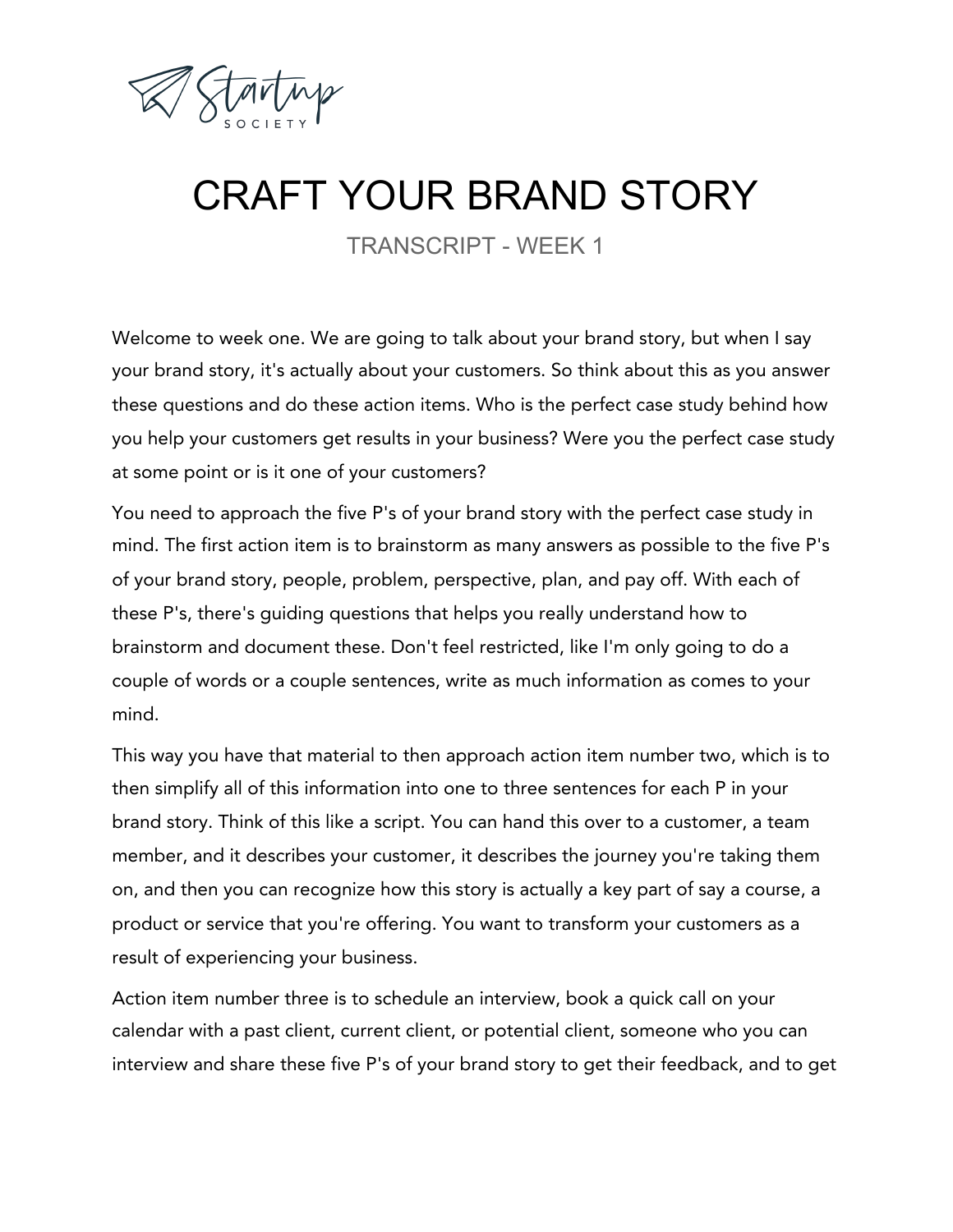Startup SOCIETY

# CRAFT YOUR BRAND STORY

TRANSCRIPT - WEEK 1

Welcome to week one. We are going to talk about your brand story, but when I say your brand story, it's actually about your customers. So think about this as you answer these questions and do these action items. Who is the perfect case study behind how you help your customers get results in your business? Were you the perfect case study at some point or is it one of your customers?

You need to approach the five P's of your brand story with the perfect case study in mind. The first action item is to brainstorm as many answers as possible to the five P's of your brand story, people, problem, perspective, plan, and pay off. With each of these P's, there's guiding questions that helps you really understand how to brainstorm and document these. Don't feel restricted, like I'm only going to do a couple of words or a couple sentences, write as much information as comes to your mind.

This way you have that material to then approach action item number two, which is to then simplify all of this information into one to three sentences for each P in your brand story. Think of this like a script. You can hand this over to a customer, a team member, and it describes your customer, it describes the journey you're taking them on, and then you can recognize how this story is actually a key part of say a course, a product or service that you're offering. You want to transform your customers as a result of experiencing your business.

Action item number three is to schedule an interview, book a quick call on your calendar with a past client, current client, or potential client, someone who you can interview and share these five P's of your brand story to get their feedback, and to get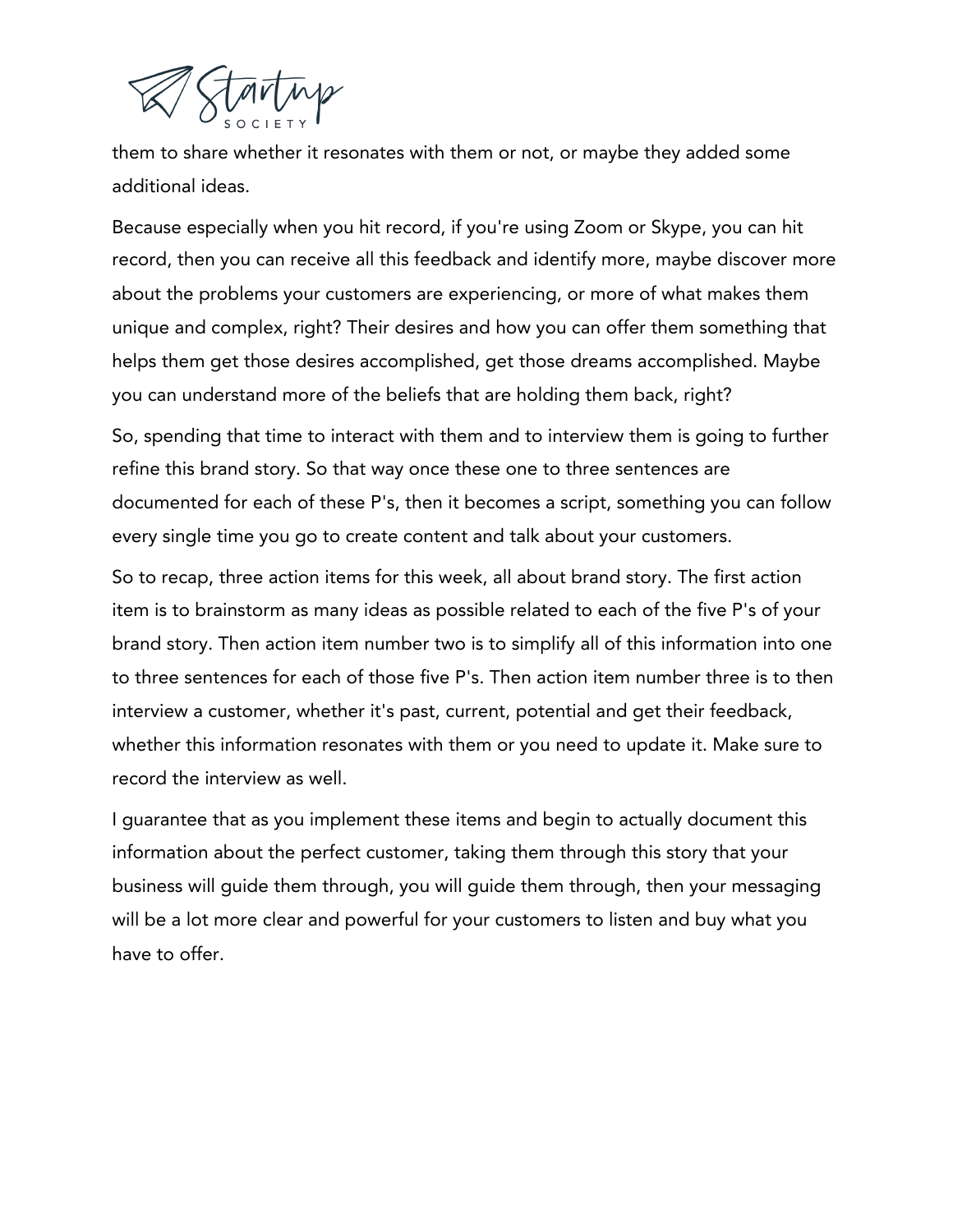them to share whether it resonates with them or not, or maybe they added some additional ideas.

Because especially when you hit record, if you're using Zoom or Skype, you can hit record, then you can receive all this feedback and identify more, maybe discover more about the problems your customers are experiencing, or more of what makes them unique and complex, right? Their desires and how you can offer them something that helps them get those desires accomplished, get those dreams accomplished. Maybe you can understand more of the beliefs that are holding them back, right?

So, spending that time to interact with them and to interview them is going to further refine this brand story. So that way once these one to three sentences are documented for each of these P's, then it becomes a script, something you can follow every single time you go to create content and talk about your customers.

So to recap, three action items for this week, all about brand story. The first action item is to brainstorm as many ideas as possible related to each of the five P's of your brand story. Then action item number two is to simplify all of this information into one to three sentences for each of those five P's. Then action item number three is to then interview a customer, whether it's past, current, potential and get their feedback, whether this information resonates with them or you need to update it. Make sure to record the interview as well.

I guarantee that as you implement these items and begin to actually document this information about the perfect customer, taking them through this story that your business will guide them through, you will guide them through, then your messaging will be a lot more clear and powerful for your customers to listen and buy what you have to offer.